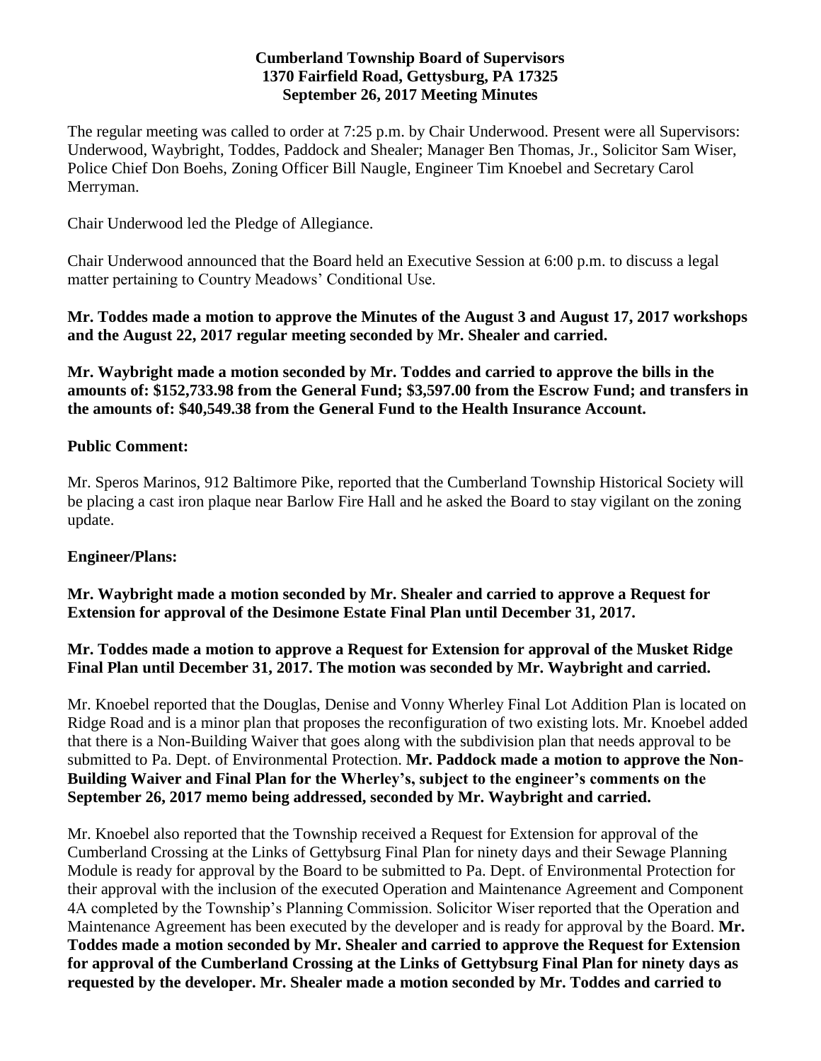# Cumberland Township Board of Supervisors
## 1370 Fairfield Road, Gettysburg, PA 17325
## September 26, 2017 Meeting Minutes

The regular meeting was called to order at 7:25 p.m. by Chair Underwood. Present were all Supervisors: Underwood, Waybright, Toddes, Paddock and Shealer; Manager Ben Thomas, Jr., Solicitor Sam Wiser, Police Chief Don Boehs, Zoning Officer Bill Naugle, Engineer Tim Knoebel and Secretary Carol Merryman.

Chair Underwood led the Pledge of Allegiance.

Chair Underwood announced that the Board held an Executive Session at 6:00 p.m. to discuss a legal matter pertaining to Country Meadows' Conditional Use.

**Mr. Toddes made a motion to approve the Minutes of the August 3 and August 17, 2017 workshops and the August 22, 2017 regular meeting seconded by Mr. Shealer and carried.**

**Mr. Waybright made a motion seconded by Mr. Toddes and carried to approve the bills in the amounts of: $152,733.98 from the General Fund; $3,597.00 from the Escrow Fund; and transfers in the amounts of: $40,549.38 from the General Fund to the Health Insurance Account.**

**Public Comment:**

Mr. Speros Marinos, 912 Baltimore Pike, reported that the Cumberland Township Historical Society will be placing a cast iron plaque near Barlow Fire Hall and he asked the Board to stay vigilant on the zoning update.

**Engineer/Plans:**

**Mr. Waybright made a motion seconded by Mr. Shealer and carried to approve a Request for Extension for approval of the Desimone Estate Final Plan until December 31, 2017.**

**Mr. Toddes made a motion to approve a Request for Extension for approval of the Musket Ridge Final Plan until December 31, 2017. The motion was seconded by Mr. Waybright and carried.**

Mr. Knoebel reported that the Douglas, Denise and Vonny Wherley Final Lot Addition Plan is located on Ridge Road and is a minor plan that proposes the reconfiguration of two existing lots. Mr. Knoebel added that there is a Non-Building Waiver that goes along with the subdivision plan that needs approval to be submitted to Pa. Dept. of Environmental Protection. **Mr. Paddock made a motion to approve the Non-Building Waiver and Final Plan for the Wherley's, subject to the engineer's comments on the September 26, 2017 memo being addressed, seconded by Mr. Waybright and carried.**

Mr. Knoebel also reported that the Township received a Request for Extension for approval of the Cumberland Crossing at the Links of Gettysburg Final Plan for ninety days and their Sewage Planning Module is ready for approval by the Board to be submitted to Pa. Dept. of Environmental Protection for their approval with the inclusion of the executed Operation and Maintenance Agreement and Component 4A completed by the Township's Planning Commission. Solicitor Wiser reported that the Operation and Maintenance Agreement has been executed by the developer and is ready for approval by the Board. **Mr. Toddes made a motion seconded by Mr. Shealer and carried to approve the Request for Extension for approval of the Cumberland Crossing at the Links of Gettysburg Final Plan for ninety days as requested by the developer. Mr. Shealer made a motion seconded by Mr. Toddes and carried to**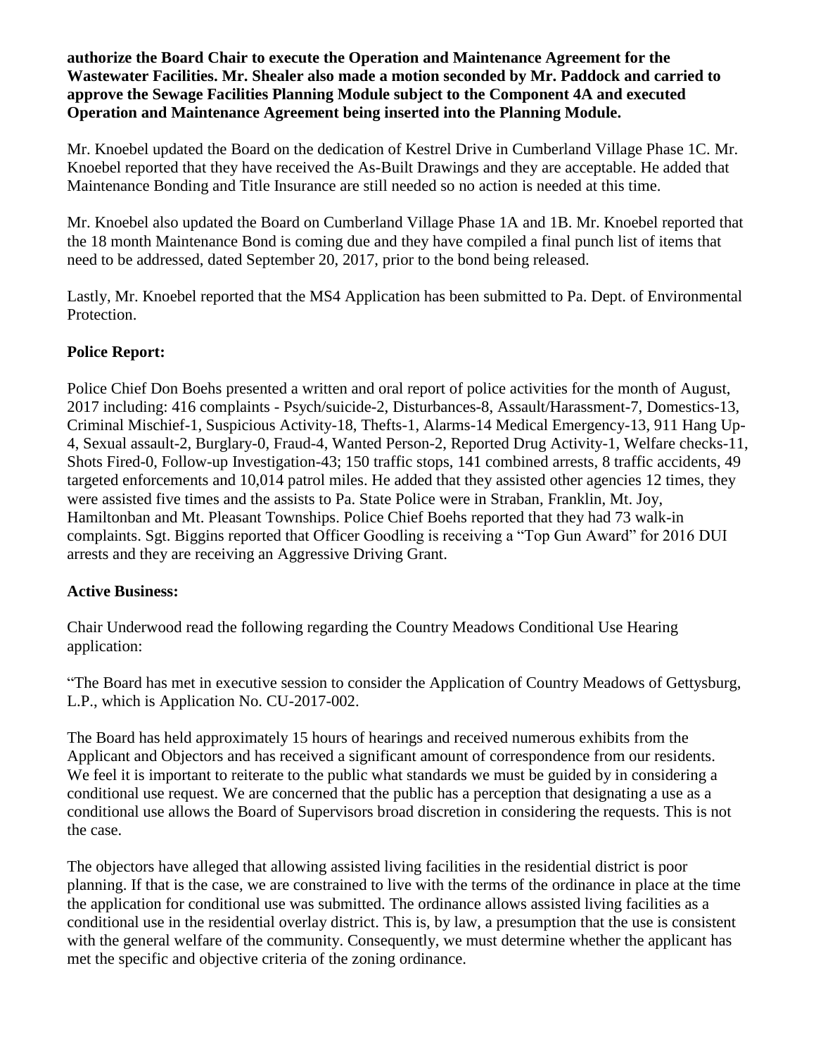**authorize the Board Chair to execute the Operation and Maintenance Agreement for the Wastewater Facilities. Mr. Shealer also made a motion seconded by Mr. Paddock and carried to approve the Sewage Facilities Planning Module subject to the Component 4A and executed Operation and Maintenance Agreement being inserted into the Planning Module.**

Mr. Knoebel updated the Board on the dedication of Kestrel Drive in Cumberland Village Phase 1C. Mr. Knoebel reported that they have received the As-Built Drawings and they are acceptable. He added that Maintenance Bonding and Title Insurance are still needed so no action is needed at this time.

Mr. Knoebel also updated the Board on Cumberland Village Phase 1A and 1B. Mr. Knoebel reported that the 18 month Maintenance Bond is coming due and they have compiled a final punch list of items that need to be addressed, dated September 20, 2017, prior to the bond being released.

Lastly, Mr. Knoebel reported that the MS4 Application has been submitted to Pa. Dept. of Environmental Protection.

**Police Report:**

Police Chief Don Boehs presented a written and oral report of police activities for the month of August, 2017 including: 416 complaints - Psych/suicide-2, Disturbances-8, Assault/Harassment-7, Domestics-13, Criminal Mischief-1, Suspicious Activity-18, Thefts-1, Alarms-14 Medical Emergency-13, 911 Hang Up-4, Sexual assault-2, Burglary-0, Fraud-4, Wanted Person-2, Reported Drug Activity-1, Welfare checks-11, Shots Fired-0, Follow-up Investigation-43; 150 traffic stops, 141 combined arrests, 8 traffic accidents, 49 targeted enforcements and 10,014 patrol miles. He added that they assisted other agencies 12 times, they were assisted five times and the assists to Pa. State Police were in Straban, Franklin, Mt. Joy, Hamiltonban and Mt. Pleasant Townships. Police Chief Boehs reported that they had 73 walk-in complaints. Sgt. Biggins reported that Officer Goodling is receiving a "Top Gun Award" for 2016 DUI arrests and they are receiving an Aggressive Driving Grant.

**Active Business:**

Chair Underwood read the following regarding the Country Meadows Conditional Use Hearing application:

"The Board has met in executive session to consider the Application of Country Meadows of Gettysburg, L.P., which is Application No. CU-2017-002.

The Board has held approximately 15 hours of hearings and received numerous exhibits from the Applicant and Objectors and has received a significant amount of correspondence from our residents. We feel it is important to reiterate to the public what standards we must be guided by in considering a conditional use request. We are concerned that the public has a perception that designating a use as a conditional use allows the Board of Supervisors broad discretion in considering the requests. This is not the case.

The objectors have alleged that allowing assisted living facilities in the residential district is poor planning. If that is the case, we are constrained to live with the terms of the ordinance in place at the time the application for conditional use was submitted. The ordinance allows assisted living facilities as a conditional use in the residential overlay district. This is, by law, a presumption that the use is consistent with the general welfare of the community. Consequently, we must determine whether the applicant has met the specific and objective criteria of the zoning ordinance.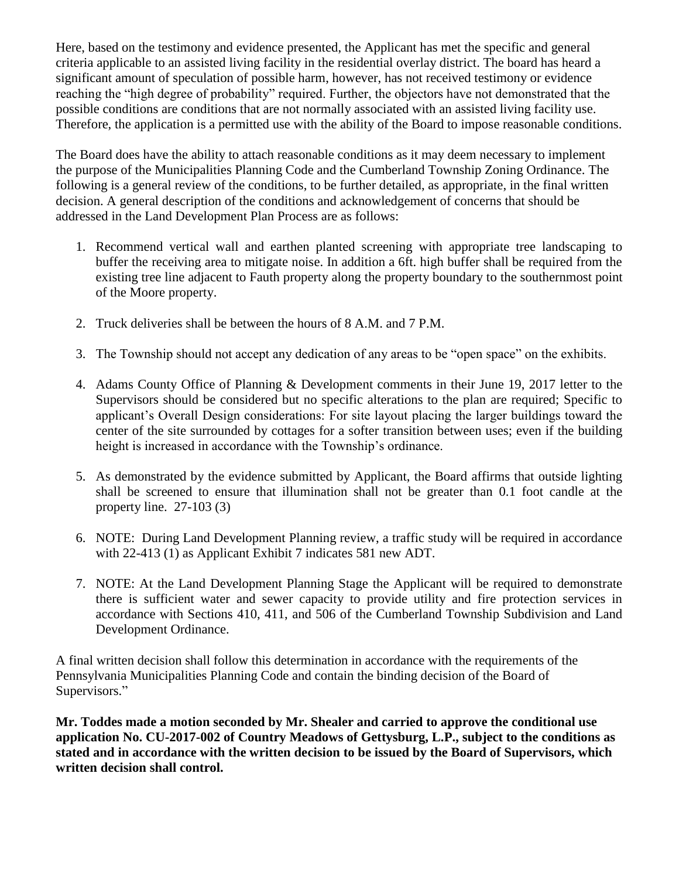Here, based on the testimony and evidence presented, the Applicant has met the specific and general criteria applicable to an assisted living facility in the residential overlay district. The board has heard a significant amount of speculation of possible harm, however, has not received testimony or evidence reaching the "high degree of probability" required. Further, the objectors have not demonstrated that the possible conditions are conditions that are not normally associated with an assisted living facility use. Therefore, the application is a permitted use with the ability of the Board to impose reasonable conditions.

The Board does have the ability to attach reasonable conditions as it may deem necessary to implement the purpose of the Municipalities Planning Code and the Cumberland Township Zoning Ordinance. The following is a general review of the conditions, to be further detailed, as appropriate, in the final written decision. A general description of the conditions and acknowledgement of concerns that should be addressed in the Land Development Plan Process are as follows:

1. Recommend vertical wall and earthen planted screening with appropriate tree landscaping to buffer the receiving area to mitigate noise. In addition a 6ft. high buffer shall be required from the existing tree line adjacent to Fauth property along the property boundary to the southernmost point of the Moore property.
2. Truck deliveries shall be between the hours of 8 A.M. and 7 P.M.
3. The Township should not accept any dedication of any areas to be "open space" on the exhibits.
4. Adams County Office of Planning & Development comments in their June 19, 2017 letter to the Supervisors should be considered but no specific alterations to the plan are required; Specific to applicant's Overall Design considerations: For site layout placing the larger buildings toward the center of the site surrounded by cottages for a softer transition between uses; even if the building height is increased in accordance with the Township's ordinance.
5. As demonstrated by the evidence submitted by Applicant, the Board affirms that outside lighting shall be screened to ensure that illumination shall not be greater than 0.1 foot candle at the property line. 27-103 (3)
6. NOTE: During Land Development Planning review, a traffic study will be required in accordance with 22-413 (1) as Applicant Exhibit 7 indicates 581 new ADT.
7. NOTE: At the Land Development Planning Stage the Applicant will be required to demonstrate there is sufficient water and sewer capacity to provide utility and fire protection services in accordance with Sections 410, 411, and 506 of the Cumberland Township Subdivision and Land Development Ordinance.

A final written decision shall follow this determination in accordance with the requirements of the Pennsylvania Municipalities Planning Code and contain the binding decision of the Board of Supervisors."

**Mr. Toddes made a motion seconded by Mr. Shealer and carried to approve the conditional use application No. CU-2017-002 of Country Meadows of Gettysburg, L.P., subject to the conditions as stated and in accordance with the written decision to be issued by the Board of Supervisors, which written decision shall control.**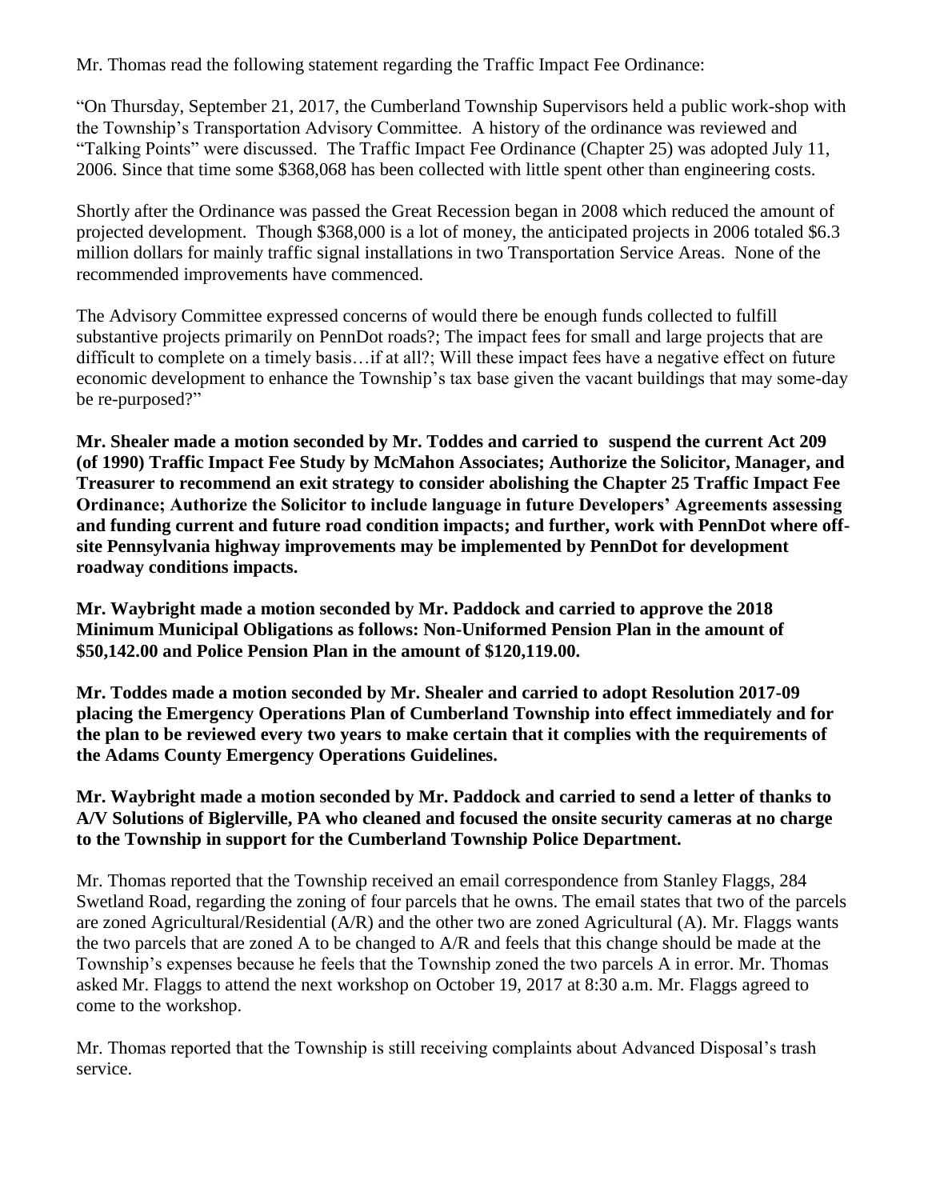Mr. Thomas read the following statement regarding the Traffic Impact Fee Ordinance:

"On Thursday, September 21, 2017, the Cumberland Township Supervisors held a public work-shop with the Township's Transportation Advisory Committee. A history of the ordinance was reviewed and "Talking Points" were discussed. The Traffic Impact Fee Ordinance (Chapter 25) was adopted July 11, 2006. Since that time some $368,068 has been collected with little spent other than engineering costs.

Shortly after the Ordinance was passed the Great Recession began in 2008 which reduced the amount of projected development. Though $368,000 is a lot of money, the anticipated projects in 2006 totaled $6.3 million dollars for mainly traffic signal installations in two Transportation Service Areas. None of the recommended improvements have commenced.

The Advisory Committee expressed concerns of would there be enough funds collected to fulfill substantive projects primarily on PennDot roads?; The impact fees for small and large projects that are difficult to complete on a timely basis…if at all?; Will these impact fees have a negative effect on future economic development to enhance the Township's tax base given the vacant buildings that may some-day be re-purposed?"

**Mr. Shealer made a motion seconded by Mr. Toddes and carried to suspend the current Act 209 (of 1990) Traffic Impact Fee Study by McMahon Associates; Authorize the Solicitor, Manager, and Treasurer to recommend an exit strategy to consider abolishing the Chapter 25 Traffic Impact Fee Ordinance; Authorize the Solicitor to include language in future Developers' Agreements assessing and funding current and future road condition impacts; and further, work with PennDot where off-site Pennsylvania highway improvements may be implemented by PennDot for development roadway conditions impacts.**

**Mr. Waybright made a motion seconded by Mr. Paddock and carried to approve the 2018 Minimum Municipal Obligations as follows: Non-Uniformed Pension Plan in the amount of $50,142.00 and Police Pension Plan in the amount of $120,119.00.**

**Mr. Toddes made a motion seconded by Mr. Shealer and carried to adopt Resolution 2017-09 placing the Emergency Operations Plan of Cumberland Township into effect immediately and for the plan to be reviewed every two years to make certain that it complies with the requirements of the Adams County Emergency Operations Guidelines.**

**Mr. Waybright made a motion seconded by Mr. Paddock and carried to send a letter of thanks to A/V Solutions of Biglerville, PA who cleaned and focused the onsite security cameras at no charge to the Township in support for the Cumberland Township Police Department.**

Mr. Thomas reported that the Township received an email correspondence from Stanley Flaggs, 284 Swetland Road, regarding the zoning of four parcels that he owns. The email states that two of the parcels are zoned Agricultural/Residential (A/R) and the other two are zoned Agricultural (A). Mr. Flaggs wants the two parcels that are zoned A to be changed to A/R and feels that this change should be made at the Township's expenses because he feels that the Township zoned the two parcels A in error. Mr. Thomas asked Mr. Flaggs to attend the next workshop on October 19, 2017 at 8:30 a.m. Mr. Flaggs agreed to come to the workshop.

Mr. Thomas reported that the Township is still receiving complaints about Advanced Disposal's trash service.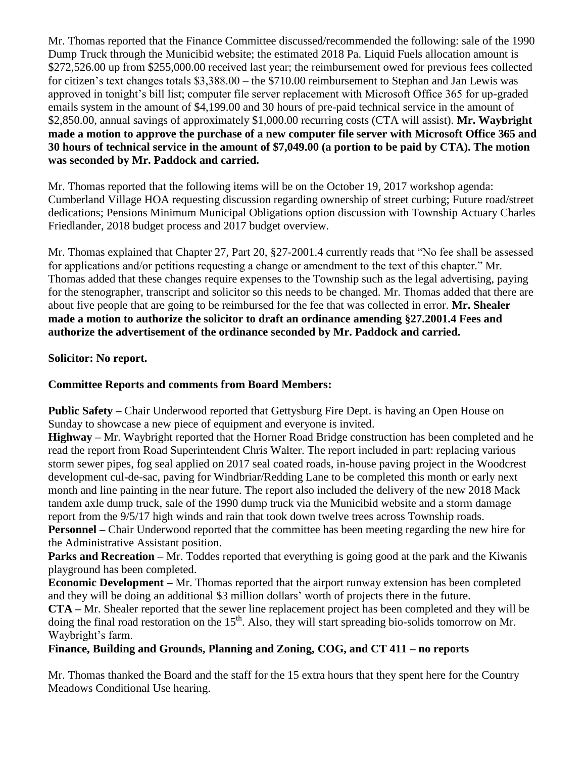Mr. Thomas reported that the Finance Committee discussed/recommended the following: sale of the 1990 Dump Truck through the Municibid website; the estimated 2018 Pa. Liquid Fuels allocation amount is \$272,526.00 up from \$255,000.00 received last year; the reimbursement owed for previous fees collected for citizen's text changes totals \$3,388.00 – the \$710.00 reimbursement to Stephan and Jan Lewis was approved in tonight's bill list; computer file server replacement with Microsoft Office 365 for up-graded emails system in the amount of \$4,199.00 and 30 hours of pre-paid technical service in the amount of \$2,850.00, annual savings of approximately \$1,000.00 recurring costs (CTA will assist). **Mr. Waybright made a motion to approve the purchase of a new computer file server with Microsoft Office 365 and 30 hours of technical service in the amount of \$7,049.00 (a portion to be paid by CTA). The motion was seconded by Mr. Paddock and carried.**

Mr. Thomas reported that the following items will be on the October 19, 2017 workshop agenda: Cumberland Village HOA requesting discussion regarding ownership of street curbing; Future road/street dedications; Pensions Minimum Municipal Obligations option discussion with Township Actuary Charles Friedlander, 2018 budget process and 2017 budget overview.

Mr. Thomas explained that Chapter 27, Part 20, §27-2001.4 currently reads that "No fee shall be assessed for applications and/or petitions requesting a change or amendment to the text of this chapter." Mr. Thomas added that these changes require expenses to the Township such as the legal advertising, paying for the stenographer, transcript and solicitor so this needs to be changed. Mr. Thomas added that there are about five people that are going to be reimbursed for the fee that was collected in error. **Mr. Shealer made a motion to authorize the solicitor to draft an ordinance amending §27.2001.4 Fees and authorize the advertisement of the ordinance seconded by Mr. Paddock and carried.**

**Solicitor: No report.**

**Committee Reports and comments from Board Members:**

**Public Safety –** Chair Underwood reported that Gettysburg Fire Dept. is having an Open House on Sunday to showcase a new piece of equipment and everyone is invited.
**Highway –** Mr. Waybright reported that the Horner Road Bridge construction has been completed and he read the report from Road Superintendent Chris Walter. The report included in part: replacing various storm sewer pipes, fog seal applied on 2017 seal coated roads, in-house paving project in the Woodcrest development cul-de-sac, paving for Windbriar/Redding Lane to be completed this month or early next month and line painting in the near future. The report also included the delivery of the new 2018 Mack tandem axle dump truck, sale of the 1990 dump truck via the Municibid website and a storm damage report from the 9/5/17 high winds and rain that took down twelve trees across Township roads.
**Personnel –** Chair Underwood reported that the committee has been meeting regarding the new hire for the Administrative Assistant position.
**Parks and Recreation –** Mr. Toddes reported that everything is going good at the park and the Kiwanis playground has been completed.
**Economic Development –** Mr. Thomas reported that the airport runway extension has been completed and they will be doing an additional \$3 million dollars' worth of projects there in the future.
**CTA –** Mr. Shealer reported that the sewer line replacement project has been completed and they will be doing the final road restoration on the 15th. Also, they will start spreading bio-solids tomorrow on Mr. Waybright's farm.
**Finance, Building and Grounds, Planning and Zoning, COG, and CT 411 – no reports**

Mr. Thomas thanked the Board and the staff for the 15 extra hours that they spent here for the Country Meadows Conditional Use hearing.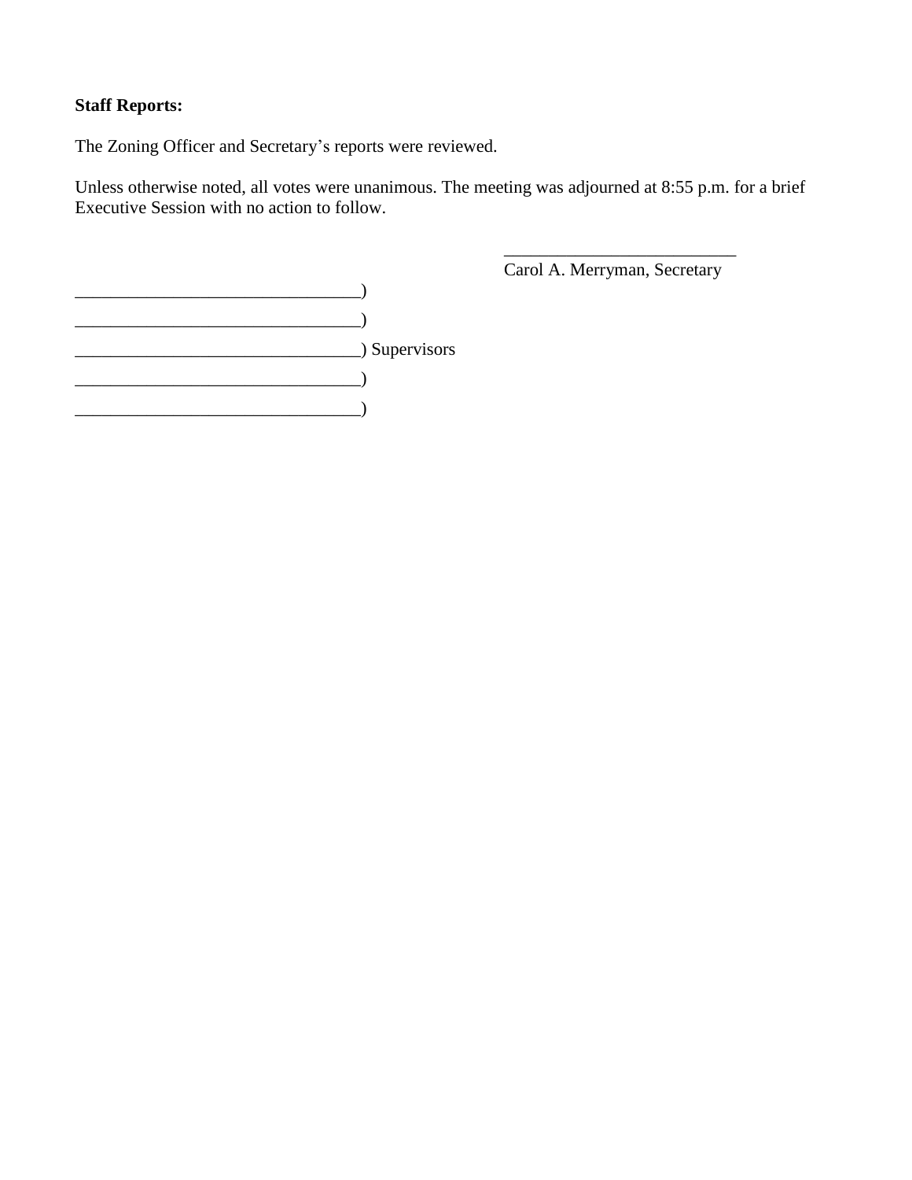**Staff Reports:**

The Zoning Officer and Secretary's reports were reviewed.

Unless otherwise noted, all votes were unanimous. The meeting was adjourned at 8:55 p.m. for a brief Executive Session with no action to follow.

\_\_\_\_\_\_\_\_\_\_\_\_\_\_\_\_\_\_\_\_\_\_\_\_\_\_\_
Carol A. Merryman, Secretary

\_\_\_\_\_\_\_\_\_\_\_\_\_\_\_\_\_\_\_\_\_\_\_\_\_\_\_\_\_\_\_\_\_)
\_\_\_\_\_\_\_\_\_\_\_\_\_\_\_\_\_\_\_\_\_\_\_\_\_\_\_\_\_\_\_\_\_)
\_\_\_\_\_\_\_\_\_\_\_\_\_\_\_\_\_\_\_\_\_\_\_\_\_\_\_\_\_\_\_\_\_) Supervisors
\_\_\_\_\_\_\_\_\_\_\_\_\_\_\_\_\_\_\_\_\_\_\_\_\_\_\_\_\_\_\_\_\_)
\_\_\_\_\_\_\_\_\_\_\_\_\_\_\_\_\_\_\_\_\_\_\_\_\_\_\_\_\_\_\_\_\_)